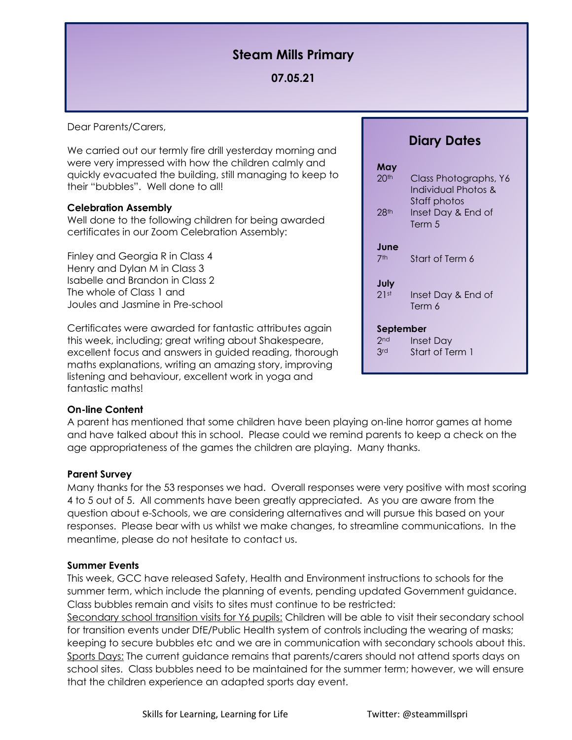# Steam Mills Primary

**07.05.21**

Dear Parents/Carers,

We carried out our termly fire drill yesterday morning and were very impressed with how the children calmly and quickly evacuated the building, still managing to keep to their "bubbles". Well done to all!

**Celebration Assembly**

Well done to the following children for being awarded certificates in our Zoom Celebration Assembly:

Finley and Georgia R in Class 4
Henry and Dylan M in Class 3
Isabelle and Brandon in Class 2
The whole of Class 1 and
Joules and Jasmine in Pre-school

Certificates were awarded for fantastic attributes again this week, including; great writing about Shakespeare, excellent focus and answers in guided reading, thorough maths explanations, writing an amazing story, improving listening and behaviour, excellent work in yoga and fantastic maths!

## Diary Dates

**May**

- 20th — Class Photographs, Y6 Individual Photos & Staff photos
- 28th — Inset Day & End of Term 5

**June**

- 7th — Start of Term 6

**July**

- 21st — Inset Day & End of Term 6

**September**

- 2nd — Inset Day
- 3rd — Start of Term 1

**On-line Content**

A parent has mentioned that some children have been playing on-line horror games at home and have talked about this in school. Please could we remind parents to keep a check on the age appropriateness of the games the children are playing. Many thanks.

**Parent Survey**

Many thanks for the 53 responses we had. Overall responses were very positive with most scoring 4 to 5 out of 5. All comments have been greatly appreciated. As you are aware from the question about e-Schools, we are considering alternatives and will pursue this based on your responses. Please bear with us whilst we make changes, to streamline communications. In the meantime, please do not hesitate to contact us.

**Summer Events**

This week, GCC have released Safety, Health and Environment instructions to schools for the summer term, which include the planning of events, pending updated Government guidance. Class bubbles remain and visits to sites must continue to be restricted:

Secondary school transition visits for Y6 pupils: Children will be able to visit their secondary school for transition events under DfE/Public Health system of controls including the wearing of masks; keeping to secure bubbles etc and we are in communication with secondary schools about this.

Sports Days: The current guidance remains that parents/carers should not attend sports days on school sites. Class bubbles need to be maintained for the summer term; however, we will ensure that the children experience an adapted sports day event.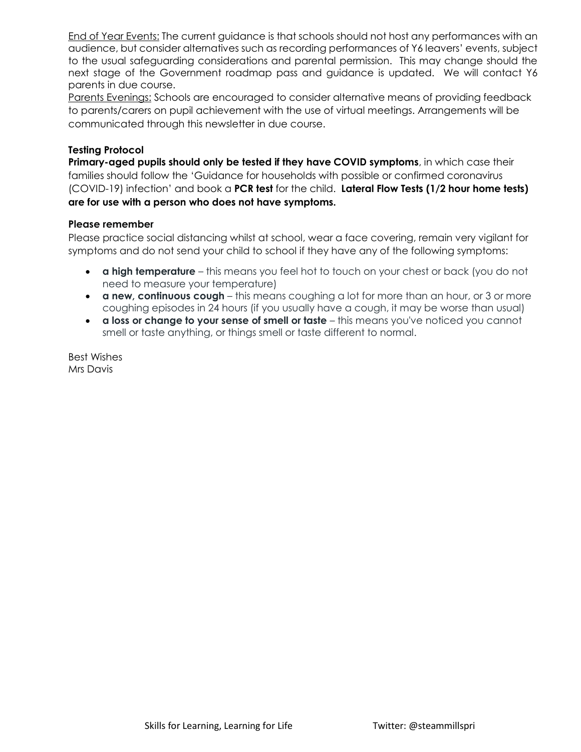End of Year Events: The current guidance is that schools should not host any performances with an audience, but consider alternatives such as recording performances of Y6 leavers' events, subject to the usual safeguarding considerations and parental permission. This may change should the next stage of the Government roadmap pass and guidance is updated. We will contact Y6 parents in due course.

Parents Evenings: Schools are encouraged to consider alternative means of providing feedback to parents/carers on pupil achievement with the use of virtual meetings. Arrangements will be communicated through this newsletter in due course.

**Testing Protocol**

**Primary-aged pupils should only be tested if they have COVID symptoms**, in which case their families should follow the 'Guidance for households with possible or confirmed coronavirus (COVID-19) infection' and book a **PCR test** for the child. **Lateral Flow Tests (1/2 hour home tests) are for use with a person who does not have symptoms.**

**Please remember**

Please practice social distancing whilst at school, wear a face covering, remain very vigilant for symptoms and do not send your child to school if they have any of the following symptoms:

- **a high temperature** – this means you feel hot to touch on your chest or back (you do not need to measure your temperature)
- **a new, continuous cough** – this means coughing a lot for more than an hour, or 3 or more coughing episodes in 24 hours (if you usually have a cough, it may be worse than usual)
- **a loss or change to your sense of smell or taste** – this means you've noticed you cannot smell or taste anything, or things smell or taste different to normal.

Best Wishes
Mrs Davis